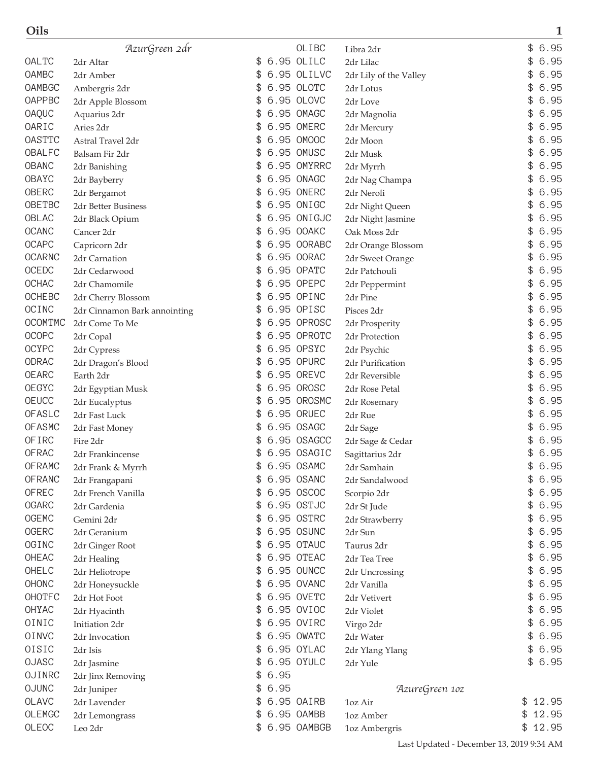# Oils

## AzurGreen 2dr

| Code | Description | Price |
|---|---|---|
| OALTC | 2dr Altar | $ 6.95 |
| OAMBC | 2dr Amber | $ 6.95 |
| OAMBGC | Ambergris 2dr | $ 6.95 |
| OAPPBC | 2dr Apple Blossom | $ 6.95 |
| OAQUC | Aquarius 2dr | $ 6.95 |
| OARIC | Aries 2dr | $ 6.95 |
| OASTTC | Astral Travel 2dr | $ 6.95 |
| OBALFC | Balsam Fir 2dr | $ 6.95 |
| OBANC | 2dr Banishing | $ 6.95 |
| OBAYC | 2dr Bayberry | $ 6.95 |
| OBERC | 2dr Bergamot | $ 6.95 |
| OBETBC | 2dr Better Business | $ 6.95 |
| OBLAC | 2dr Black Opium | $ 6.95 |
| OCANC | Cancer 2dr | $ 6.95 |
| OCAPC | Capricorn 2dr | $ 6.95 |
| OCARNC | 2dr Carnation | $ 6.95 |
| OCEDC | 2dr Cedarwood | $ 6.95 |
| OCHAC | 2dr Chamomile | $ 6.95 |
| OCHEBC | 2dr Cherry Blossom | $ 6.95 |
| OCINC | 2dr Cinnamon Bark annointing | $ 6.95 |
| OCOMTMC | 2dr Come To Me | $ 6.95 |
| OCOPC | 2dr Copal | $ 6.95 |
| OCYPC | 2dr Cypress | $ 6.95 |
| ODRAC | 2dr Dragon's Blood | $ 6.95 |
| OEARC | Earth 2dr | $ 6.95 |
| OEGYC | 2dr Egyptian Musk | $ 6.95 |
| OEUCC | 2dr Eucalyptus | $ 6.95 |
| OFASLC | 2dr Fast Luck | $ 6.95 |
| OFASMC | 2dr Fast Money | $ 6.95 |
| OFIRC | Fire 2dr | $ 6.95 |
| OFRAC | 2dr Frankincense | $ 6.95 |
| OFRAMC | 2dr Frank & Myrrh | $ 6.95 |
| OFRANC | 2dr Frangapani | $ 6.95 |
| OFREC | 2dr French Vanilla | $ 6.95 |
| OGARC | 2dr Gardenia | $ 6.95 |
| OGEMC | Gemini 2dr | $ 6.95 |
| OGERC | 2dr Geranium | $ 6.95 |
| OGINC | 2dr Ginger Root | $ 6.95 |
| OHEAC | 2dr Healing | $ 6.95 |
| OHELC | 2dr Heliotrope | $ 6.95 |
| OHONC | 2dr Honeysuckle | $ 6.95 |
| OHOTFC | 2dr Hot Foot | $ 6.95 |
| OHYAC | 2dr Hyacinth | $ 6.95 |
| OINIC | Initiation 2dr | $ 6.95 |
| OINVC | 2dr Invocation | $ 6.95 |
| OISIC | 2dr Isis | $ 6.95 |
| OJASC | 2dr Jasmine | $ 6.95 |
| OJINRC | 2dr Jinx Removing | $ 6.95 |
| OJUNC | 2dr Juniper | $ 6.95 |
| OLAVC | 2dr Lavender | $ 6.95 |
| OLEMGC | 2dr Lemongrass | $ 6.95 |
| OLEOC | Leo 2dr | $ 6.95 |
| OLIBC | Libra 2dr | $ 6.95 |
| OLILC | 2dr Lilac | $ 6.95 |
| OLILVC | 2dr Lily of the Valley | $ 6.95 |
| OLOTC | 2dr Lotus | $ 6.95 |
| OLOVC | 2dr Love | $ 6.95 |
| OMAGC | 2dr Magnolia | $ 6.95 |
| OMERC | 2dr Mercury | $ 6.95 |
| OMOOC | 2dr Moon | $ 6.95 |
| OMUSC | 2dr Musk | $ 6.95 |
| OMYRRC | 2dr Myrrh | $ 6.95 |
| ONAGC | 2dr Nag Champa | $ 6.95 |
| ONERC | 2dr Neroli | $ 6.95 |
| ONIGC | 2dr Night Queen | $ 6.95 |
| ONIGJC | 2dr Night Jasmine | $ 6.95 |
| OOAKC | Oak Moss 2dr | $ 6.95 |
| OORABC | 2dr Orange Blossom | $ 6.95 |
| OORAC | 2dr Sweet Orange | $ 6.95 |
| OPATC | 2dr Patchouli | $ 6.95 |
| OPEPC | 2dr Peppermint | $ 6.95 |
| OPINC | 2dr Pine | $ 6.95 |
| OPISC | Pisces 2dr | $ 6.95 |
| OPROSC | 2dr Prosperity | $ 6.95 |
| OPROTC | 2dr Protection | $ 6.95 |
| OPSYC | 2dr Psychic | $ 6.95 |
| OPURC | 2dr Purification | $ 6.95 |
| OREVC | 2dr Reversible | $ 6.95 |
| OROSC | 2dr Rose Petal | $ 6.95 |
| OROSMC | 2dr Rosemary | $ 6.95 |
| ORUEC | 2dr Rue | $ 6.95 |
| OSAGC | 2dr Sage | $ 6.95 |
| OSAGCC | 2dr Sage & Cedar | $ 6.95 |
| OSAGIC | Sagittarius 2dr | $ 6.95 |
| OSAMC | 2dr Samhain | $ 6.95 |
| OSANC | 2dr Sandalwood | $ 6.95 |
| OSCOC | Scorpio 2dr | $ 6.95 |
| OSTJC | 2dr St Jude | $ 6.95 |
| OSTRC | 2dr Strawberry | $ 6.95 |
| OSUNC | 2dr Sun | $ 6.95 |
| OTAUC | Taurus 2dr | $ 6.95 |
| OTEAC | 2dr Tea Tree | $ 6.95 |
| OUNCC | 2dr Uncrossing | $ 6.95 |
| OVANC | 2dr Vanilla | $ 6.95 |
| OVETC | 2dr Vetivert | $ 6.95 |
| OVIOC | 2dr Violet | $ 6.95 |
| OVIRC | Virgo 2dr | $ 6.95 |
| OWATC | 2dr Water | $ 6.95 |
| OYLAC | 2dr Ylang Ylang | $ 6.95 |
| OYULC | 2dr Yule | $ 6.95 |

## AzureGreen 1oz

| Code | Description | Price |
|---|---|---|
| OAIRB | 1oz Air | $ 12.95 |
| OAMBB | 1oz Amber | $ 12.95 |
| OAMBGB | 1oz Ambergris | $ 12.95 |

Last Updated - December 13, 2019 9:34 AM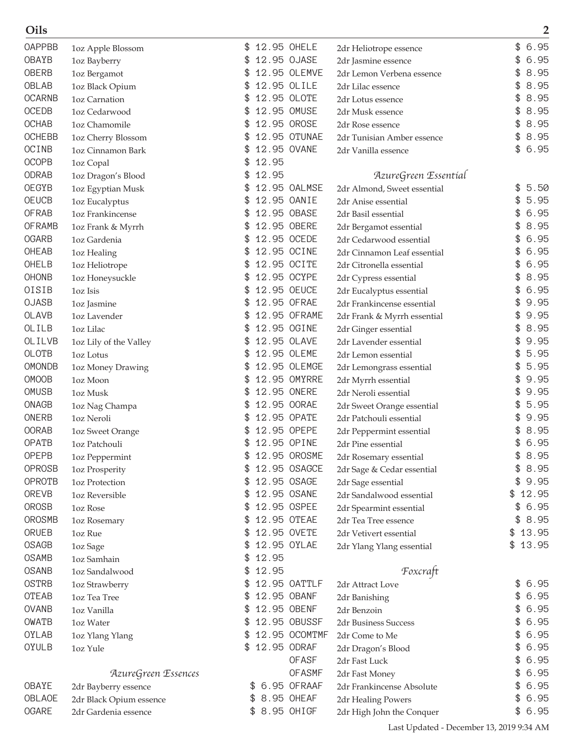# Oils

| Code | Item | Price |
|---|---|---|
| OAPPBB | 1oz Apple Blossom | $ 12.95 |
| OBAYB | 1oz Bayberry | $ 12.95 |
| OBERB | 1oz Bergamot | $ 12.95 |
| OBLAB | 1oz Black Opium | $ 12.95 |
| OCARNB | 1oz Carnation | $ 12.95 |
| OCEDB | 1oz Cedarwood | $ 12.95 |
| OCHAB | 1oz Chamomile | $ 12.95 |
| OCHEBB | 1oz Cherry Blossom | $ 12.95 |
| OCINB | 1oz Cinnamon Bark | $ 12.95 |
| OCOPB | 1oz Copal | $ 12.95 |
| ODRAB | 1oz Dragon's Blood | $ 12.95 |
| OEGYB | 1oz Egyptian Musk | $ 12.95 |
| OEUCB | 1oz Eucalyptus | $ 12.95 |
| OFRAB | 1oz Frankincense | $ 12.95 |
| OFRAMB | 1oz Frank & Myrrh | $ 12.95 |
| OGARB | 1oz Gardenia | $ 12.95 |
| OHEAB | 1oz Healing | $ 12.95 |
| OHELB | 1oz Heliotrope | $ 12.95 |
| OHONB | 1oz Honeysuckle | $ 12.95 |
| OISIB | 1oz Isis | $ 12.95 |
| OJASB | 1oz Jasmine | $ 12.95 |
| OLAVB | 1oz Lavender | $ 12.95 |
| OLILB | 1oz Lilac | $ 12.95 |
| OLILVB | 1oz Lily of the Valley | $ 12.95 |
| OLOTB | 1oz Lotus | $ 12.95 |
| OMONDB | 1oz Money Drawing | $ 12.95 |
| OMOOB | 1oz Moon | $ 12.95 |
| OMUSB | 1oz Musk | $ 12.95 |
| ONAGB | 1oz Nag Champa | $ 12.95 |
| ONERB | 1oz Neroli | $ 12.95 |
| OORAB | 1oz Sweet Orange | $ 12.95 |
| OPATB | 1oz Patchouli | $ 12.95 |
| OPEPB | 1oz Peppermint | $ 12.95 |
| OPROSB | 1oz Prosperity | $ 12.95 |
| OPROTB | 1oz Protection | $ 12.95 |
| OREVB | 1oz Reversible | $ 12.95 |
| OROSB | 1oz Rose | $ 12.95 |
| OROSMB | 1oz Rosemary | $ 12.95 |
| ORUEB | 1oz Rue | $ 12.95 |
| OSAGB | 1oz Sage | $ 12.95 |
| OSAMB | 1oz Samhain | $ 12.95 |
| OSANB | 1oz Sandalwood | $ 12.95 |
| OSTRB | 1oz Strawberry | $ 12.95 |
| OTEAB | 1oz Tea Tree | $ 12.95 |
| OVANB | 1oz Vanilla | $ 12.95 |
| OWATB | 1oz Water | $ 12.95 |
| OYLAB | 1oz Ylang Ylang | $ 12.95 |
| OYULB | 1oz Yule | $ 12.95 |

## *AzureGreen Essences*

| Code | Item | Price |
|---|---|---|
| OBAYE | 2dr Bayberry essence | $ 6.95 |
| OBLAOE | 2dr Black Opium essence | $ 8.95 |
| OGARE | 2dr Gardenia essence | $ 8.95 |
| OHELE | 2dr Heliotrope essence | $ 6.95 |
| OJASE | 2dr Jasmine essence | $ 6.95 |
| OLEMVE | 2dr Lemon Verbena essence | $ 8.95 |
| OLILE | 2dr Lilac essence | $ 8.95 |
| OLOTE | 2dr Lotus essence | $ 8.95 |
| OMUSE | 2dr Musk essence | $ 8.95 |
| OROSE | 2dr Rose essence | $ 8.95 |
| OTUNAE | 2dr Tunisian Amber essence | $ 8.95 |
| OVANE | 2dr Vanilla essence | $ 6.95 |

## *AzureGreen Essential*

| Code | Item | Price |
|---|---|---|
| OALMSE | 2dr Almond, Sweet essential | $ 5.50 |
| OANIE | 2dr Anise essential | $ 5.95 |
| OBASE | 2dr Basil essential | $ 6.95 |
| OBERE | 2dr Bergamot essential | $ 8.95 |
| OCEDE | 2dr Cedarwood essential | $ 6.95 |
| OCINE | 2dr Cinnamon Leaf essential | $ 6.95 |
| OCITE | 2dr Citronella essential | $ 6.95 |
| OCYPE | 2dr Cypress essential | $ 8.95 |
| OEUCE | 2dr Eucalyptus essential | $ 6.95 |
| OFRAE | 2dr Frankincense essential | $ 9.95 |
| OFRAME | 2dr Frank & Myrrh essential | $ 9.95 |
| OGINE | 2dr Ginger essential | $ 8.95 |
| OLAVE | 2dr Lavender essential | $ 9.95 |
| OLEME | 2dr Lemon essential | $ 5.95 |
| OLEMGE | 2dr Lemongrass essential | $ 5.95 |
| OMYRRE | 2dr Myrrh essential | $ 9.95 |
| ONERE | 2dr Neroli essential | $ 9.95 |
| OORAE | 2dr Sweet Orange essential | $ 5.95 |
| OPATE | 2dr Patchouli essential | $ 9.95 |
| OPEPE | 2dr Peppermint essential | $ 8.95 |
| OPINE | 2dr Pine essential | $ 6.95 |
| OROSME | 2dr Rosemary essential | $ 8.95 |
| OSAGCE | 2dr Sage & Cedar essential | $ 8.95 |
| OSAGE | 2dr Sage essential | $ 9.95 |
| OSANE | 2dr Sandalwood essential | $ 12.95 |
| OSPEE | 2dr Spearmint essential | $ 6.95 |
| OTEAE | 2dr Tea Tree essence | $ 8.95 |
| OVETE | 2dr Vetivert essential | $ 13.95 |
| OYLAE | 2dr Ylang Ylang essential | $ 13.95 |

## *Foxcraft*

| Code | Item | Price |
|---|---|---|
| OATTLF | 2dr Attract Love | $ 6.95 |
| OBANF | 2dr Banishing | $ 6.95 |
| OBENF | 2dr Benzoin | $ 6.95 |
| OBUSSF | 2dr Business Success | $ 6.95 |
| OCOMTMF | 2dr Come to Me | $ 6.95 |
| ODRAF | 2dr Dragon's Blood | $ 6.95 |
| OFASF | 2dr Fast Luck | $ 6.95 |
| OFASMF | 2dr Fast Money | $ 6.95 |
| OFRAAF | 2dr Frankincense Absolute | $ 6.95 |
| OHEAF | 2dr Healing Powers | $ 6.95 |
| OHIGF | 2dr High John the Conquer | $ 6.95 |

Last Updated - December 13, 2019 9:34 AM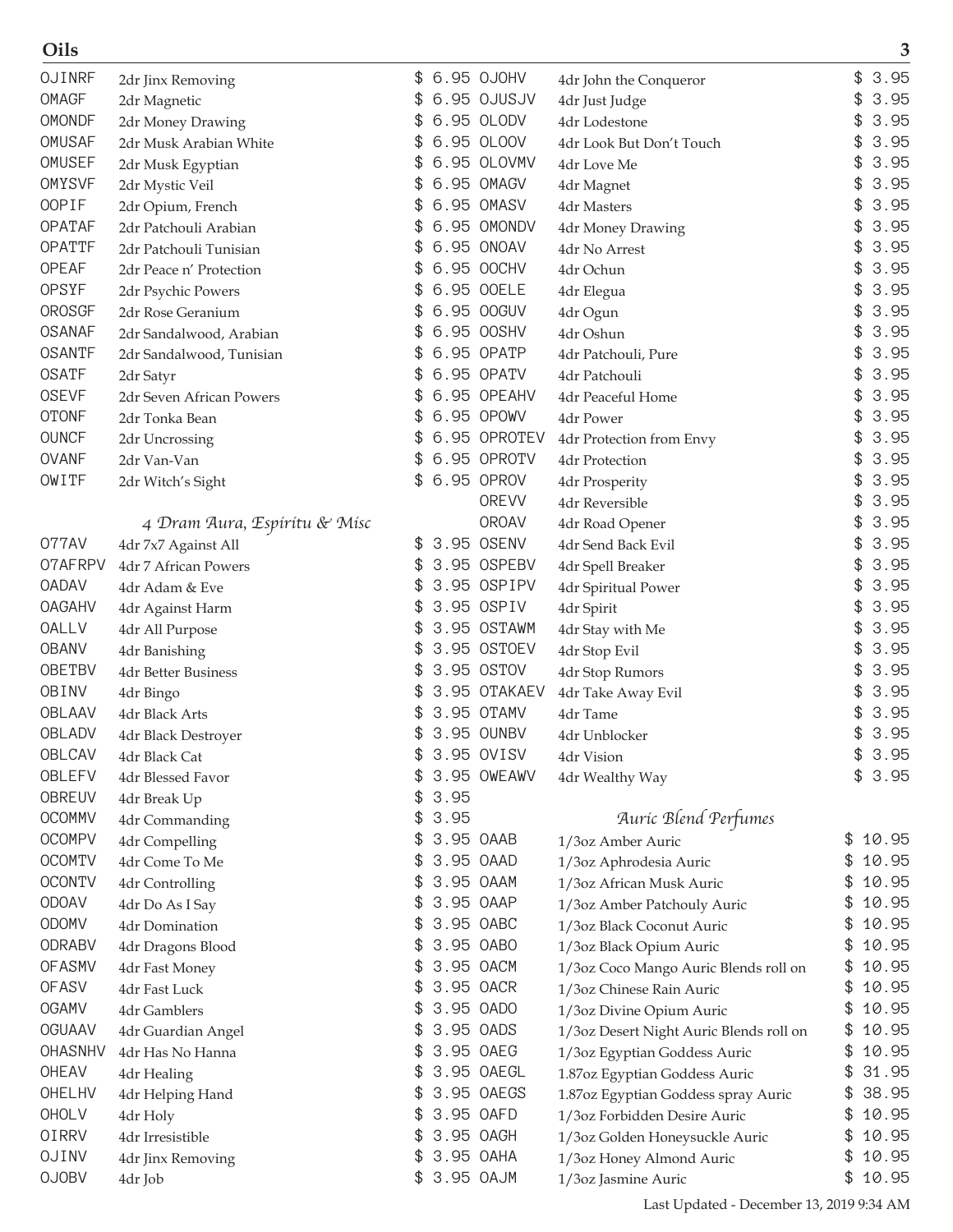## Oils

| Code | Item | Price |
|---|---|---|
| OJINRF | 2dr Jinx Removing | $ 6.95 |
| OMAGF | 2dr Magnetic | $ 6.95 |
| OMONDF | 2dr Money Drawing | $ 6.95 |
| OMUSAF | 2dr Musk Arabian White | $ 6.95 |
| OMUSEF | 2dr Musk Egyptian | $ 6.95 |
| OMYSVF | 2dr Mystic Veil | $ 6.95 |
| OOPIF | 2dr Opium, French | $ 6.95 |
| OPATAF | 2dr Patchouli Arabian | $ 6.95 |
| OPATTF | 2dr Patchouli Tunisian | $ 6.95 |
| OPEAF | 2dr Peace n' Protection | $ 6.95 |
| OPSYF | 2dr Psychic Powers | $ 6.95 |
| OROSGF | 2dr Rose Geranium | $ 6.95 |
| OSANAF | 2dr Sandalwood, Arabian | $ 6.95 |
| OSANTF | 2dr Sandalwood, Tunisian | $ 6.95 |
| OSATF | 2dr Satyr | $ 6.95 |
| OSEVF | 2dr Seven African Powers | $ 6.95 |
| OTONF | 2dr Tonka Bean | $ 6.95 |
| OUNCF | 2dr Uncrossing | $ 6.95 |
| OVANF | 2dr Van-Van | $ 6.95 |
| OWITF | 2dr Witch's Sight | $ 6.95 |

### *4 Dram Aura, Espiritu & Misc*

| Code | Item | Price |
|---|---|---|
| O77AV | 4dr 7x7 Against All | $ 3.95 |
| O7AFRPV | 4dr 7 African Powers | $ 3.95 |
| OADAV | 4dr Adam & Eve | $ 3.95 |
| OAGAHV | 4dr Against Harm | $ 3.95 |
| OALLV | 4dr All Purpose | $ 3.95 |
| OBANV | 4dr Banishing | $ 3.95 |
| OBETBV | 4dr Better Business | $ 3.95 |
| OBINV | 4dr Bingo | $ 3.95 |
| OBLAAV | 4dr Black Arts | $ 3.95 |
| OBLADV | 4dr Black Destroyer | $ 3.95 |
| OBLCAV | 4dr Black Cat | $ 3.95 |
| OBLEFV | 4dr Blessed Favor | $ 3.95 |
| OBREUV | 4dr Break Up | $ 3.95 |
| OCOMMV | 4dr Commanding | $ 3.95 |
| OCOMPV | 4dr Compelling | $ 3.95 |
| OCOMTV | 4dr Come To Me | $ 3.95 |
| OCONTV | 4dr Controlling | $ 3.95 |
| ODOAV | 4dr Do As I Say | $ 3.95 |
| ODOMV | 4dr Domination | $ 3.95 |
| ODRABV | 4dr Dragons Blood | $ 3.95 |
| OFASMV | 4dr Fast Money | $ 3.95 |
| OFASV | 4dr Fast Luck | $ 3.95 |
| OGAMV | 4dr Gamblers | $ 3.95 |
| OGUAAV | 4dr Guardian Angel | $ 3.95 |
| OHASNHV | 4dr Has No Hanna | $ 3.95 |
| OHEAV | 4dr Healing | $ 3.95 |
| OHELHV | 4dr Helping Hand | $ 3.95 |
| OHOLV | 4dr Holy | $ 3.95 |
| OIRRV | 4dr Irresistible | $ 3.95 |
| OJINV | 4dr Jinx Removing | $ 3.95 |
| OJOBV | 4dr Job | $ 3.95 |
| OJOHV | 4dr John the Conqueror | $ 3.95 |
| OJUSJV | 4dr Just Judge | $ 3.95 |
| OLODV | 4dr Lodestone | $ 3.95 |
| OLOOV | 4dr Look But Don't Touch | $ 3.95 |
| OLOVMV | 4dr Love Me | $ 3.95 |
| OMAGV | 4dr Magnet | $ 3.95 |
| OMASV | 4dr Masters | $ 3.95 |
| OMONDV | 4dr Money Drawing | $ 3.95 |
| ONOAV | 4dr No Arrest | $ 3.95 |
| OOCHV | 4dr Ochun | $ 3.95 |
| OOELE | 4dr Elegua | $ 3.95 |
| OOGUV | 4dr Ogun | $ 3.95 |
| OOSHV | 4dr Oshun | $ 3.95 |
| OPATP | 4dr Patchouli, Pure | $ 3.95 |
| OPATV | 4dr Patchouli | $ 3.95 |
| OPEAHV | 4dr Peaceful Home | $ 3.95 |
| OPOWV | 4dr Power | $ 3.95 |
| OPROTEV | 4dr Protection from Envy | $ 3.95 |
| OPROTV | 4dr Protection | $ 3.95 |
| OPROV | 4dr Prosperity | $ 3.95 |
| OREVV | 4dr Reversible | $ 3.95 |
| OROAV | 4dr Road Opener | $ 3.95 |
| OSENV | 4dr Send Back Evil | $ 3.95 |
| OSPEBV | 4dr Spell Breaker | $ 3.95 |
| OSPIPV | 4dr Spiritual Power | $ 3.95 |
| OSPIV | 4dr Spirit | $ 3.95 |
| OSTAWM | 4dr Stay with Me | $ 3.95 |
| OSTOEV | 4dr Stop Evil | $ 3.95 |
| OSTOV | 4dr Stop Rumors | $ 3.95 |
| OTAKAEV | 4dr Take Away Evil | $ 3.95 |
| OTAMV | 4dr Tame | $ 3.95 |
| OUNBV | 4dr Unblocker | $ 3.95 |
| OVISV | 4dr Vision | $ 3.95 |
| OWEAWV | 4dr Wealthy Way | $ 3.95 |

### *Auric Blend Perfumes*

| Code | Item | Price |
|---|---|---|
| OAAB | 1/3oz Amber Auric | $ 10.95 |
| OAAD | 1/3oz Aphrodesia Auric | $ 10.95 |
| OAAM | 1/3oz African Musk Auric | $ 10.95 |
| OAAP | 1/3oz Amber Patchouly Auric | $ 10.95 |
| OABC | 1/3oz Black Coconut Auric | $ 10.95 |
| OABO | 1/3oz Black Opium Auric | $ 10.95 |
| OACM | 1/3oz Coco Mango Auric Blends roll on | $ 10.95 |
| OACR | 1/3oz Chinese Rain Auric | $ 10.95 |
| OADO | 1/3oz Divine Opium Auric | $ 10.95 |
| OADS | 1/3oz Desert Night Auric Blends roll on | $ 10.95 |
| OAEG | 1/3oz Egyptian Goddess Auric | $ 10.95 |
| OAEGL | 1.87oz Egyptian Goddess Auric | $ 31.95 |
| OAEGS | 1.87oz Egyptian Goddess spray Auric | $ 38.95 |
| OAFD | 1/3oz Forbidden Desire Auric | $ 10.95 |
| OAGH | 1/3oz Golden Honeysuckle Auric | $ 10.95 |
| OAHA | 1/3oz Honey Almond Auric | $ 10.95 |
| OAJM | 1/3oz Jasmine Auric | $ 10.95 |

Last Updated - December 13, 2019 9:34 AM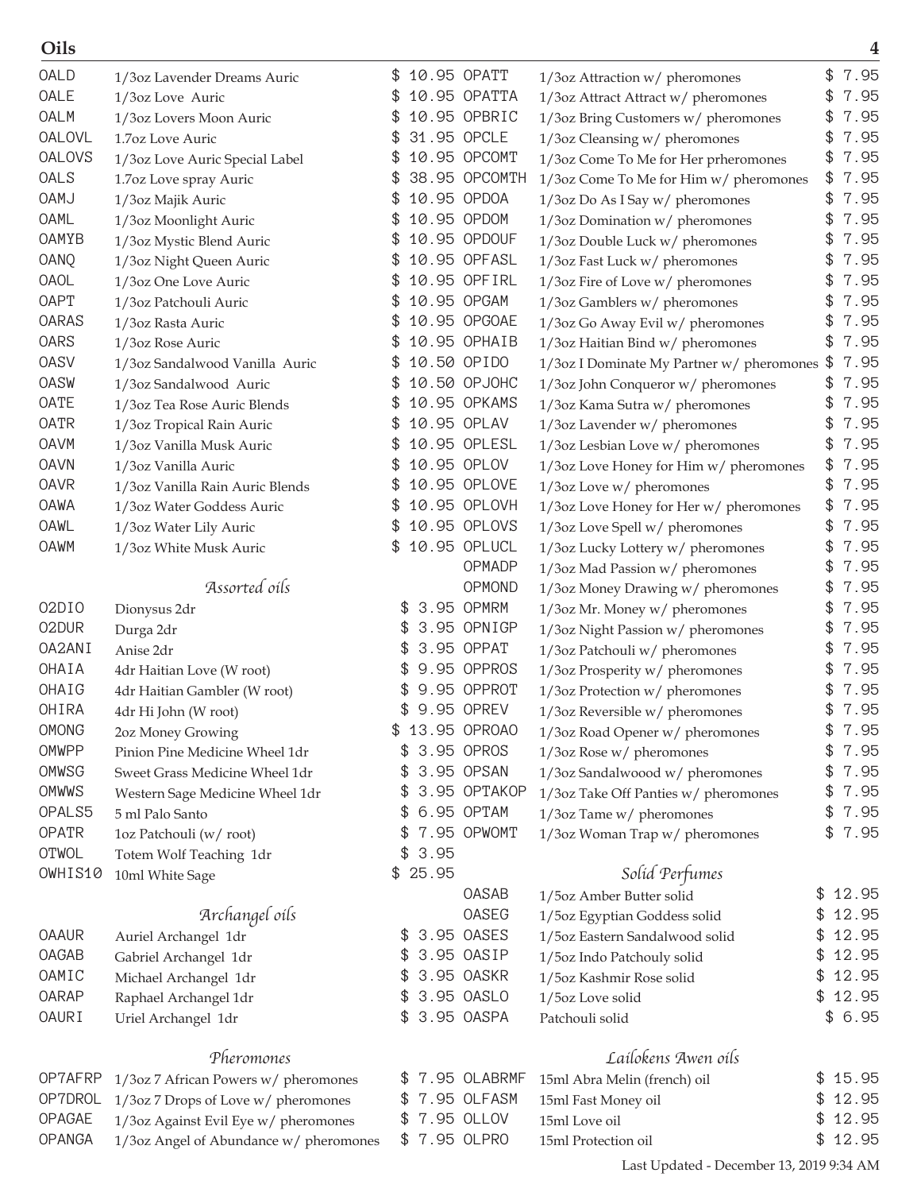# Oils

| Code | Description | Price |
|---|---|---|
| OALD | 1/3oz Lavender Dreams Auric | $ 10.95 |
| OALE | 1/3oz Love Auric | $ 10.95 |
| OALM | 1/3oz Lovers Moon Auric | $ 10.95 |
| OALOVL | 1.7oz Love Auric | $ 31.95 |
| OALOVS | 1/3oz Love Auric Special Label | $ 10.95 |
| OALS | 1.7oz Love spray Auric | $ 38.95 |
| OAMJ | 1/3oz Majik Auric | $ 10.95 |
| OAML | 1/3oz Moonlight Auric | $ 10.95 |
| OAMYB | 1/3oz Mystic Blend Auric | $ 10.95 |
| OANQ | 1/3oz Night Queen Auric | $ 10.95 |
| OAOL | 1/3oz One Love Auric | $ 10.95 |
| OAPT | 1/3oz Patchouli Auric | $ 10.95 |
| OARAS | 1/3oz Rasta Auric | $ 10.95 |
| OARS | 1/3oz Rose Auric | $ 10.95 |
| OASV | 1/3oz Sandalwood Vanilla Auric | $ 10.50 |
| OASW | 1/3oz Sandalwood Auric | $ 10.50 |
| OATE | 1/3oz Tea Rose Auric Blends | $ 10.95 |
| OATR | 1/3oz Tropical Rain Auric | $ 10.95 |
| OAVM | 1/3oz Vanilla Musk Auric | $ 10.95 |
| OAVN | 1/3oz Vanilla Auric | $ 10.95 |
| OAVR | 1/3oz Vanilla Rain Auric Blends | $ 10.95 |
| OAWA | 1/3oz Water Goddess Auric | $ 10.95 |
| OAWL | 1/3oz Water Lily Auric | $ 10.95 |
| OAWM | 1/3oz White Musk Auric | $ 10.95 |

### *Assorted oils*

| Code | Description | Price |
|---|---|---|
| O2DIO | Dionysus 2dr | $ 3.95 |
| O2DUR | Durga 2dr | $ 3.95 |
| OA2ANI | Anise 2dr | $ 3.95 |
| OHAIA | 4dr Haitian Love (W root) | $ 9.95 |
| OHAIG | 4dr Haitian Gambler (W root) | $ 9.95 |
| OHIRA | 4dr Hi John (W root) | $ 9.95 |
| OMONG | 2oz Money Growing | $ 13.95 |
| OMWPP | Pinion Pine Medicine Wheel 1dr | $ 3.95 |
| OMWSG | Sweet Grass Medicine Wheel 1dr | $ 3.95 |
| OMWWS | Western Sage Medicine Wheel 1dr | $ 3.95 |
| OPALS5 | 5 ml Palo Santo | $ 6.95 |
| OPATR | 1oz Patchouli (w/ root) | $ 7.95 |
| OTWOL | Totem Wolf Teaching 1dr | $ 3.95 |
| OWHIS10 | 10ml White Sage | $ 25.95 |

### *Archangel oils*

| Code | Description | Price |
|---|---|---|
| OAAUR | Auriel Archangel 1dr | $ 3.95 |
| OAGAB | Gabriel Archangel 1dr | $ 3.95 |
| OAMIC | Michael Archangel 1dr | $ 3.95 |
| OARAP | Raphael Archangel 1dr | $ 3.95 |
| OAURI | Uriel Archangel 1dr | $ 3.95 |

### *Pheromones*

| Code | Description | Price |
|---|---|---|
| OP7AFRP | 1/3oz 7 African Powers w/ pheromones | $ 7.95 |
| OP7DROL | 1/3oz 7 Drops of Love w/ pheromones | $ 7.95 |
| OPAGAE | 1/3oz Against Evil Eye w/ pheromones | $ 7.95 |
| OPANGA | 1/3oz Angel of Abundance w/ pheromones | $ 7.95 |
| OPATT | 1/3oz Attraction w/ pheromones | $ 7.95 |
| OPATTA | 1/3oz Attract Attract w/ pheromones | $ 7.95 |
| OPBRIC | 1/3oz Bring Customers w/ pheromones | $ 7.95 |
| OPCLE | 1/3oz Cleansing w/ pheromones | $ 7.95 |
| OPCOMT | 1/3oz Come To Me for Her prheromones | $ 7.95 |
| OPCOMTH | 1/3oz Come To Me for Him w/ pheromones | $ 7.95 |
| OPDOA | 1/3oz Do As I Say w/ pheromones | $ 7.95 |
| OPDOM | 1/3oz Domination w/ pheromones | $ 7.95 |
| OPDOUF | 1/3oz Double Luck w/ pheromones | $ 7.95 |
| OPFASL | 1/3oz Fast Luck w/ pheromones | $ 7.95 |
| OPFIRL | 1/3oz Fire of Love w/ pheromones | $ 7.95 |
| OPGAM | 1/3oz Gamblers w/ pheromones | $ 7.95 |
| OPGOAE | 1/3oz Go Away Evil w/ pheromones | $ 7.95 |
| OPHAIB | 1/3oz Haitian Bind w/ pheromones | $ 7.95 |
| OPIDO | 1/3oz I Dominate My Partner w/ pheromones | $ 7.95 |
| OPJOHC | 1/3oz John Conqueror w/ pheromones | $ 7.95 |
| OPKAMS | 1/3oz Kama Sutra w/ pheromones | $ 7.95 |
| OPLAV | 1/3oz Lavender w/ pheromones | $ 7.95 |
| OPLESL | 1/3oz Lesbian Love w/ pheromones | $ 7.95 |
| OPLOV | 1/3oz Love Honey for Him w/ pheromones | $ 7.95 |
| OPLOVE | 1/3oz Love w/ pheromones | $ 7.95 |
| OPLOVH | 1/3oz Love Honey for Her w/ pheromones | $ 7.95 |
| OPLOVS | 1/3oz Love Spell w/ pheromones | $ 7.95 |
| OPLUCL | 1/3oz Lucky Lottery w/ pheromones | $ 7.95 |
| OPMADP | 1/3oz Mad Passion w/ pheromones | $ 7.95 |
| OPMOND | 1/3oz Money Drawing w/ pheromones | $ 7.95 |
| OPMRM | 1/3oz Mr. Money w/ pheromones | $ 7.95 |
| OPNIGP | 1/3oz Night Passion w/ pheromones | $ 7.95 |
| OPPAT | 1/3oz Patchouli w/ pheromones | $ 7.95 |
| OPPROS | 1/3oz Prosperity w/ pheromones | $ 7.95 |
| OPPROT | 1/3oz Protection w/ pheromones | $ 7.95 |
| OPREV | 1/3oz Reversible w/ pheromones | $ 7.95 |
| OPROAO | 1/3oz Road Opener w/ pheromones | $ 7.95 |
| OPROS | 1/3oz Rose w/ pheromones | $ 7.95 |
| OPSAN | 1/3oz Sandalwoood w/ pheromones | $ 7.95 |
| OPTAKOP | 1/3oz Take Off Panties w/ pheromones | $ 7.95 |
| OPTAM | 1/3oz Tame w/ pheromones | $ 7.95 |
| OPWOMT | 1/3oz Woman Trap w/ pheromones | $ 7.95 |

### *Solid Perfumes*

| Code | Description | Price |
|---|---|---|
| OASAB | 1/5oz Amber Butter solid | $ 12.95 |
| OASEG | 1/5oz Egyptian Goddess solid | $ 12.95 |
| OASES | 1/5oz Eastern Sandalwood solid | $ 12.95 |
| OASIP | 1/5oz Indo Patchouly solid | $ 12.95 |
| OASKR | 1/5oz Kashmir Rose solid | $ 12.95 |
| OASLO | 1/5oz Love solid | $ 12.95 |
| OASPA | Patchouli solid | $ 6.95 |

### *Lailokens Awen oils*

| Code | Description | Price |
|---|---|---|
| OLABRMF | 15ml Abra Melin (french) oil | $ 15.95 |
| OLFASM | 15ml Fast Money oil | $ 12.95 |
| OLLOV | 15ml Love oil | $ 12.95 |
| OLPRO | 15ml Protection oil | $ 12.95 |

Last Updated - December 13, 2019 9:34 AM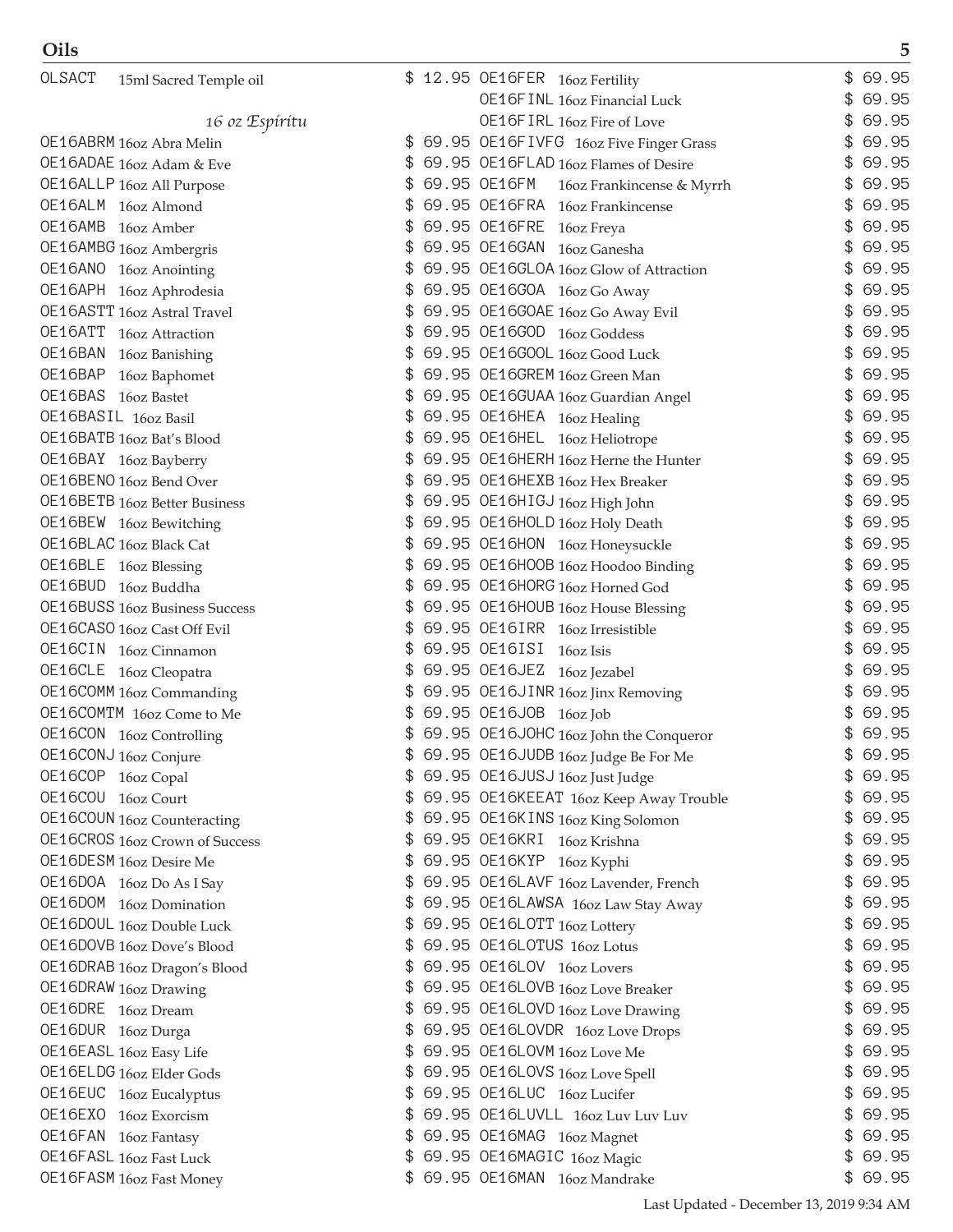## Oils

| Code | Description | Price |
|---|---|---|
| OLSACT | 15ml Sacred Temple oil | $ 12.95 |

*16 oz Espiritu*

| Code | Description | Price |
|---|---|---|
| OE16ABRM | 16oz Abra Melin | $ 69.95 |
| OE16ADAE | 16oz Adam & Eve | $ 69.95 |
| OE16ALLP | 16oz All Purpose | $ 69.95 |
| OE16ALM | 16oz Almond | $ 69.95 |
| OE16AMB | 16oz Amber | $ 69.95 |
| OE16AMBG | 16oz Ambergris | $ 69.95 |
| OE16ANO | 16oz Anointing | $ 69.95 |
| OE16APH | 16oz Aphrodesia | $ 69.95 |
| OE16ASTT | 16oz Astral Travel | $ 69.95 |
| OE16ATT | 16oz Attraction | $ 69.95 |
| OE16BAN | 16oz Banishing | $ 69.95 |
| OE16BAP | 16oz Baphomet | $ 69.95 |
| OE16BAS | 16oz Bastet | $ 69.95 |
| OE16BASIL | 16oz Basil | $ 69.95 |
| OE16BATB | 16oz Bat's Blood | $ 69.95 |
| OE16BAY | 16oz Bayberry | $ 69.95 |
| OE16BENO | 16oz Bend Over | $ 69.95 |
| OE16BETB | 16oz Better Business | $ 69.95 |
| OE16BEW | 16oz Bewitching | $ 69.95 |
| OE16BLAC | 16oz Black Cat | $ 69.95 |
| OE16BLE | 16oz Blessing | $ 69.95 |
| OE16BUD | 16oz Buddha | $ 69.95 |
| OE16BUSS | 16oz Business Success | $ 69.95 |
| OE16CASO | 16oz Cast Off Evil | $ 69.95 |
| OE16CIN | 16oz Cinnamon | $ 69.95 |
| OE16CLE | 16oz Cleopatra | $ 69.95 |
| OE16COMM | 16oz Commanding | $ 69.95 |
| OE16COMTM | 16oz Come to Me | $ 69.95 |
| OE16CON | 16oz Controlling | $ 69.95 |
| OE16CONJ | 16oz Conjure | $ 69.95 |
| OE16COP | 16oz Copal | $ 69.95 |
| OE16COU | 16oz Court | $ 69.95 |
| OE16COUN | 16oz Counteracting | $ 69.95 |
| OE16CROS | 16oz Crown of Success | $ 69.95 |
| OE16DESM | 16oz Desire Me | $ 69.95 |
| OE16DOA | 16oz Do As I Say | $ 69.95 |
| OE16DOM | 16oz Domination | $ 69.95 |
| OE16DOUL | 16oz Double Luck | $ 69.95 |
| OE16DOVB | 16oz Dove's Blood | $ 69.95 |
| OE16DRAB | 16oz Dragon's Blood | $ 69.95 |
| OE16DRAW | 16oz Drawing | $ 69.95 |
| OE16DRE | 16oz Dream | $ 69.95 |
| OE16DUR | 16oz Durga | $ 69.95 |
| OE16EASL | 16oz Easy Life | $ 69.95 |
| OE16ELDG | 16oz Elder Gods | $ 69.95 |
| OE16EUC | 16oz Eucalyptus | $ 69.95 |
| OE16EXO | 16oz Exorcism | $ 69.95 |
| OE16FAN | 16oz Fantasy | $ 69.95 |
| OE16FASL | 16oz Fast Luck | $ 69.95 |
| OE16FASM | 16oz Fast Money | $ 69.95 |
| OE16FER | 16oz Fertility | $ 69.95 |
| OE16FINL | 16oz Financial Luck | $ 69.95 |
| OE16FIRL | 16oz Fire of Love | $ 69.95 |
| OE16FIVFG | 16oz Five Finger Grass | $ 69.95 |
| OE16FLAD | 16oz Flames of Desire | $ 69.95 |
| OE16FM | 16oz Frankincense & Myrrh | $ 69.95 |
| OE16FRA | 16oz Frankincense | $ 69.95 |
| OE16FRE | 16oz Freya | $ 69.95 |
| OE16GAN | 16oz Ganesha | $ 69.95 |
| OE16GLOA | 16oz Glow of Attraction | $ 69.95 |
| OE16GOA | 16oz Go Away | $ 69.95 |
| OE16GOAE | 16oz Go Away Evil | $ 69.95 |
| OE16GOD | 16oz Goddess | $ 69.95 |
| OE16GOOL | 16oz Good Luck | $ 69.95 |
| OE16GREM | 16oz Green Man | $ 69.95 |
| OE16GUAA | 16oz Guardian Angel | $ 69.95 |
| OE16HEA | 16oz Healing | $ 69.95 |
| OE16HEL | 16oz Heliotrope | $ 69.95 |
| OE16HERH | 16oz Herne the Hunter | $ 69.95 |
| OE16HEXB | 16oz Hex Breaker | $ 69.95 |
| OE16HIGJ | 16oz High John | $ 69.95 |
| OE16HOLD | 16oz Holy Death | $ 69.95 |
| OE16HON | 16oz Honeysuckle | $ 69.95 |
| OE16HOOB | 16oz Hoodoo Binding | $ 69.95 |
| OE16HORG | 16oz Horned God | $ 69.95 |
| OE16HOUB | 16oz House Blessing | $ 69.95 |
| OE16IRR | 16oz Irresistible | $ 69.95 |
| OE16ISI | 16oz Isis | $ 69.95 |
| OE16JEZ | 16oz Jezabel | $ 69.95 |
| OE16JINR | 16oz Jinx Removing | $ 69.95 |
| OE16JOB | 16oz Job | $ 69.95 |
| OE16JOHC | 16oz John the Conqueror | $ 69.95 |
| OE16JUDB | 16oz Judge Be For Me | $ 69.95 |
| OE16JUSJ | 16oz Just Judge | $ 69.95 |
| OE16KEEAT | 16oz Keep Away Trouble | $ 69.95 |
| OE16KINS | 16oz King Solomon | $ 69.95 |
| OE16KRI | 16oz Krishna | $ 69.95 |
| OE16KYP | 16oz Kyphi | $ 69.95 |
| OE16LAVF | 16oz Lavender, French | $ 69.95 |
| OE16LAWSA | 16oz Law Stay Away | $ 69.95 |
| OE16LOTT | 16oz Lottery | $ 69.95 |
| OE16LOTUS | 16oz Lotus | $ 69.95 |
| OE16LOV | 16oz Lovers | $ 69.95 |
| OE16LOVB | 16oz Love Breaker | $ 69.95 |
| OE16LOVD | 16oz Love Drawing | $ 69.95 |
| OE16LOVDR | 16oz Love Drops | $ 69.95 |
| OE16LOVM | 16oz Love Me | $ 69.95 |
| OE16LOVS | 16oz Love Spell | $ 69.95 |
| OE16LUC | 16oz Lucifer | $ 69.95 |
| OE16LUVLL | 16oz Luv Luv Luv | $ 69.95 |
| OE16MAG | 16oz Magnet | $ 69.95 |
| OE16MAGIC | 16oz Magic | $ 69.95 |
| OE16MAN | 16oz Mandrake | $ 69.95 |

Last Updated - December 13, 2019 9:34 AM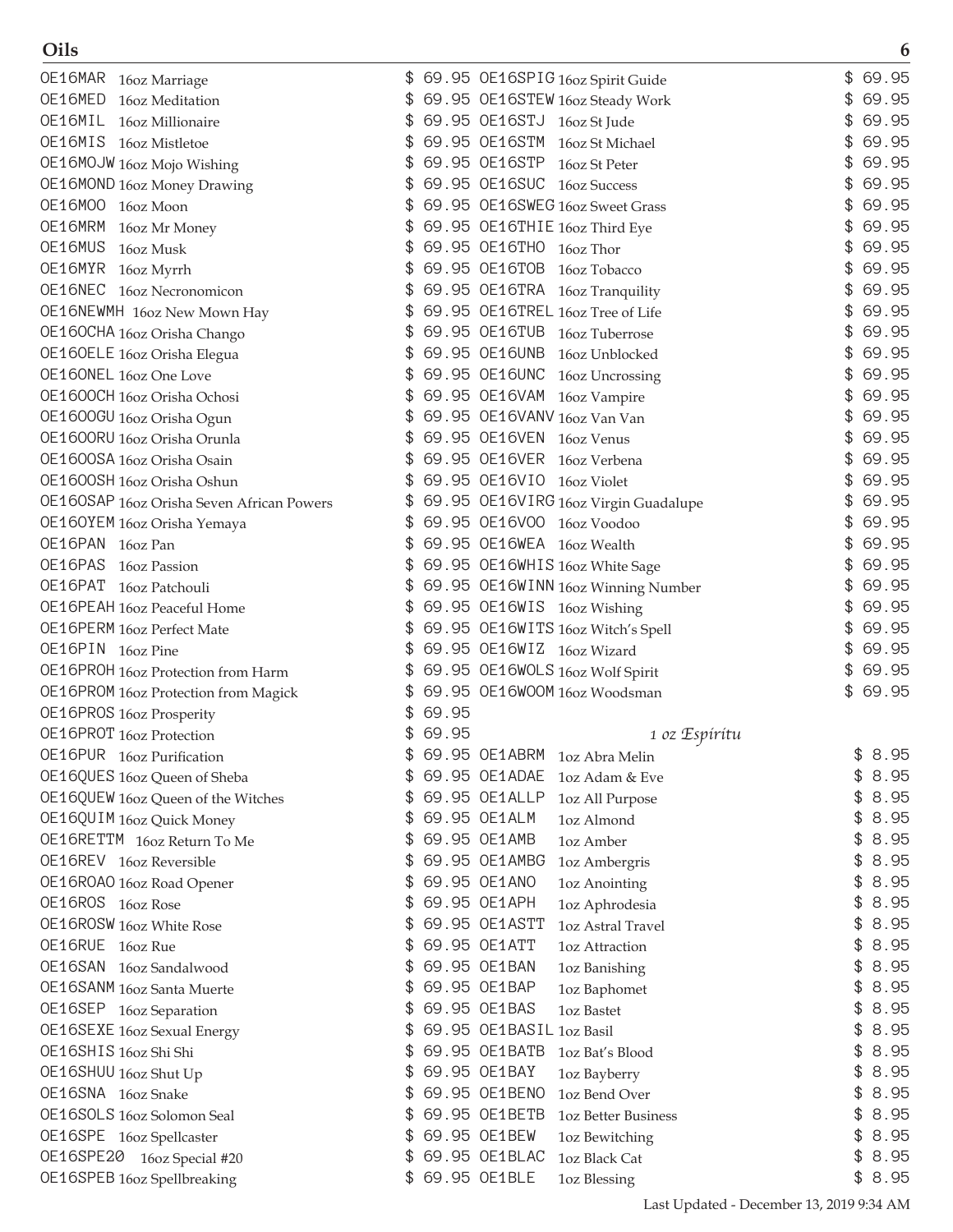## Oils

| Code | Description | Price |
|---|---|---|
| OE16MAR | 16oz Marriage | $ 69.95 |
| OE16MED | 16oz Meditation | $ 69.95 |
| OE16MIL | 16oz Millionaire | $ 69.95 |
| OE16MIS | 16oz Mistletoe | $ 69.95 |
| OE16MOJW | 16oz Mojo Wishing | $ 69.95 |
| OE16MOND | 16oz Money Drawing | $ 69.95 |
| OE16MOO | 16oz Moon | $ 69.95 |
| OE16MRM | 16oz Mr Money | $ 69.95 |
| OE16MUS | 16oz Musk | $ 69.95 |
| OE16MYR | 16oz Myrrh | $ 69.95 |
| OE16NEC | 16oz Necronomicon | $ 69.95 |
| OE16NEWMH | 16oz New Mown Hay | $ 69.95 |
| OE16OCHA | 16oz Orisha Chango | $ 69.95 |
| OE16OELE | 16oz Orisha Elegua | $ 69.95 |
| OE16ONEL | 16oz One Love | $ 69.95 |
| OE16OOCH | 16oz Orisha Ochosi | $ 69.95 |
| OE16OOGU | 16oz Orisha Ogun | $ 69.95 |
| OE16OORU | 16oz Orisha Orunla | $ 69.95 |
| OE16OOSA | 16oz Orisha Osain | $ 69.95 |
| OE16OOSH | 16oz Orisha Oshun | $ 69.95 |
| OE16OSAP | 16oz Orisha Seven African Powers | $ 69.95 |
| OE16OYEM | 16oz Orisha Yemaya | $ 69.95 |
| OE16PAN | 16oz Pan | $ 69.95 |
| OE16PAS | 16oz Passion | $ 69.95 |
| OE16PAT | 16oz Patchouli | $ 69.95 |
| OE16PEAH | 16oz Peaceful Home | $ 69.95 |
| OE16PERM | 16oz Perfect Mate | $ 69.95 |
| OE16PIN | 16oz Pine | $ 69.95 |
| OE16PROH | 16oz Protection from Harm | $ 69.95 |
| OE16PROM | 16oz Protection from Magick | $ 69.95 |
| OE16PROS | 16oz Prosperity | $ 69.95 |
| OE16PROT | 16oz Protection | $ 69.95 |
| OE16PUR | 16oz Purification | $ 69.95 |
| OE16QUES | 16oz Queen of Sheba | $ 69.95 |
| OE16QUEW | 16oz Queen of the Witches | $ 69.95 |
| OE16QUIM | 16oz Quick Money | $ 69.95 |
| OE16RETTM | 16oz Return To Me | $ 69.95 |
| OE16REV | 16oz Reversible | $ 69.95 |
| OE16ROAO | 16oz Road Opener | $ 69.95 |
| OE16ROS | 16oz Rose | $ 69.95 |
| OE16ROSW | 16oz White Rose | $ 69.95 |
| OE16RUE | 16oz Rue | $ 69.95 |
| OE16SAN | 16oz Sandalwood | $ 69.95 |
| OE16SANM | 16oz Santa Muerte | $ 69.95 |
| OE16SEP | 16oz Separation | $ 69.95 |
| OE16SEXE | 16oz Sexual Energy | $ 69.95 |
| OE16SHIS | 16oz Shi Shi | $ 69.95 |
| OE16SHUU | 16oz Shut Up | $ 69.95 |
| OE16SNA | 16oz Snake | $ 69.95 |
| OE16SOLS | 16oz Solomon Seal | $ 69.95 |
| OE16SPE | 16oz Spellcaster | $ 69.95 |
| OE16SPE20 | 16oz Special #20 | $ 69.95 |
| OE16SPEB | 16oz Spellbreaking | $ 69.95 |
| OE16SPIG | 16oz Spirit Guide | $ 69.95 |
| OE16STEW | 16oz Steady Work | $ 69.95 |
| OE16STJ | 16oz St Jude | $ 69.95 |
| OE16STM | 16oz St Michael | $ 69.95 |
| OE16STP | 16oz St Peter | $ 69.95 |
| OE16SUC | 16oz Success | $ 69.95 |
| OE16SWEG | 16oz Sweet Grass | $ 69.95 |
| OE16THIE | 16oz Third Eye | $ 69.95 |
| OE16THO | 16oz Thor | $ 69.95 |
| OE16TOB | 16oz Tobacco | $ 69.95 |
| OE16TRA | 16oz Tranquility | $ 69.95 |
| OE16TREL | 16oz Tree of Life | $ 69.95 |
| OE16TUB | 16oz Tuberrose | $ 69.95 |
| OE16UNB | 16oz Unblocked | $ 69.95 |
| OE16UNC | 16oz Uncrossing | $ 69.95 |
| OE16VAM | 16oz Vampire | $ 69.95 |
| OE16VANV | 16oz Van Van | $ 69.95 |
| OE16VEN | 16oz Venus | $ 69.95 |
| OE16VER | 16oz Verbena | $ 69.95 |
| OE16VIO | 16oz Violet | $ 69.95 |
| OE16VIRG | 16oz Virgin Guadalupe | $ 69.95 |
| OE16VOO | 16oz Voodoo | $ 69.95 |
| OE16WEA | 16oz Wealth | $ 69.95 |
| OE16WHIS | 16oz White Sage | $ 69.95 |
| OE16WINN | 16oz Winning Number | $ 69.95 |
| OE16WIS | 16oz Wishing | $ 69.95 |
| OE16WITS | 16oz Witch's Spell | $ 69.95 |
| OE16WIZ | 16oz Wizard | $ 69.95 |
| OE16WOLS | 16oz Wolf Spirit | $ 69.95 |
| OE16WOOM | 16oz Woodsman | $ 69.95 |

### *1 oz Espiritu*

| Code | Description | Price |
|---|---|---|
| OE1ABRM | 1oz Abra Melin | $ 8.95 |
| OE1ADAE | 1oz Adam & Eve | $ 8.95 |
| OE1ALLP | 1oz All Purpose | $ 8.95 |
| OE1ALM | 1oz Almond | $ 8.95 |
| OE1AMB | 1oz Amber | $ 8.95 |
| OE1AMBG | 1oz Ambergris | $ 8.95 |
| OE1ANO | 1oz Anointing | $ 8.95 |
| OE1APH | 1oz Aphrodesia | $ 8.95 |
| OE1ASTT | 1oz Astral Travel | $ 8.95 |
| OE1ATT | 1oz Attraction | $ 8.95 |
| OE1BAN | 1oz Banishing | $ 8.95 |
| OE1BAP | 1oz Baphomet | $ 8.95 |
| OE1BAS | 1oz Bastet | $ 8.95 |
| OE1BASIL | 1oz Basil | $ 8.95 |
| OE1BATB | 1oz Bat's Blood | $ 8.95 |
| OE1BAY | 1oz Bayberry | $ 8.95 |
| OE1BENO | 1oz Bend Over | $ 8.95 |
| OE1BETB | 1oz Better Business | $ 8.95 |
| OE1BEW | 1oz Bewitching | $ 8.95 |
| OE1BLAC | 1oz Black Cat | $ 8.95 |
| OE1BLE | 1oz Blessing | $ 8.95 |

Last Updated - December 13, 2019 9:34 AM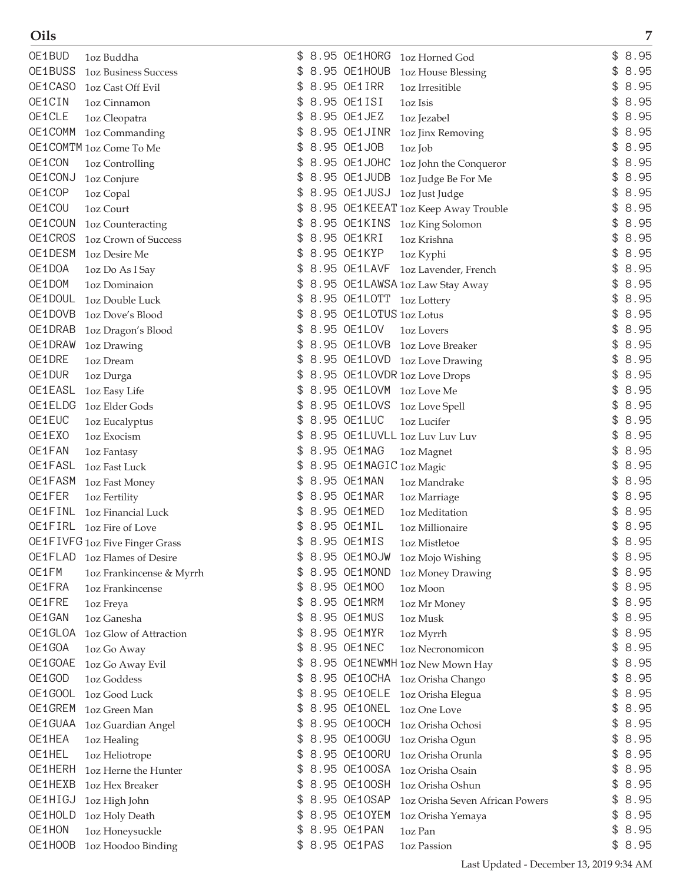## Oils

| Code | Description | Price |
|---|---|---|
| OE1BUD | 1oz Buddha | $ 8.95 |
| OE1BUSS | 1oz Business Success | $ 8.95 |
| OE1CASO | 1oz Cast Off Evil | $ 8.95 |
| OE1CIN | 1oz Cinnamon | $ 8.95 |
| OE1CLE | 1oz Cleopatra | $ 8.95 |
| OE1COMM | 1oz Commanding | $ 8.95 |
| OE1COMTM | 1oz Come To Me | $ 8.95 |
| OE1CON | 1oz Controlling | $ 8.95 |
| OE1CONJ | 1oz Conjure | $ 8.95 |
| OE1COP | 1oz Copal | $ 8.95 |
| OE1COU | 1oz Court | $ 8.95 |
| OE1COUN | 1oz Counteracting | $ 8.95 |
| OE1CROS | 1oz Crown of Success | $ 8.95 |
| OE1DESM | 1oz Desire Me | $ 8.95 |
| OE1DOA | 1oz Do As I Say | $ 8.95 |
| OE1DOM | 1oz Dominaion | $ 8.95 |
| OE1DOUL | 1oz Double Luck | $ 8.95 |
| OE1DOVB | 1oz Dove's Blood | $ 8.95 |
| OE1DRAB | 1oz Dragon's Blood | $ 8.95 |
| OE1DRAW | 1oz Drawing | $ 8.95 |
| OE1DRE | 1oz Dream | $ 8.95 |
| OE1DUR | 1oz Durga | $ 8.95 |
| OE1EASL | 1oz Easy Life | $ 8.95 |
| OE1ELDG | 1oz Elder Gods | $ 8.95 |
| OE1EUC | 1oz Eucalyptus | $ 8.95 |
| OE1EXO | 1oz Exocism | $ 8.95 |
| OE1FAN | 1oz Fantasy | $ 8.95 |
| OE1FASL | 1oz Fast Luck | $ 8.95 |
| OE1FASM | 1oz Fast Money | $ 8.95 |
| OE1FER | 1oz Fertility | $ 8.95 |
| OE1FINL | 1oz Financial Luck | $ 8.95 |
| OE1FIRL | 1oz Fire of Love | $ 8.95 |
| OE1FIVFG | 1oz Five Finger Grass | $ 8.95 |
| OE1FLAD | 1oz Flames of Desire | $ 8.95 |
| OE1FM | 1oz Frankincense & Myrrh | $ 8.95 |
| OE1FRA | 1oz Frankincense | $ 8.95 |
| OE1FRE | 1oz Freya | $ 8.95 |
| OE1GAN | 1oz Ganesha | $ 8.95 |
| OE1GLOA | 1oz Glow of Attraction | $ 8.95 |
| OE1GOA | 1oz Go Away | $ 8.95 |
| OE1GOAE | 1oz Go Away Evil | $ 8.95 |
| OE1GOD | 1oz Goddess | $ 8.95 |
| OE1GOOL | 1oz Good Luck | $ 8.95 |
| OE1GREM | 1oz Green Man | $ 8.95 |
| OE1GUAA | 1oz Guardian Angel | $ 8.95 |
| OE1HEA | 1oz Healing | $ 8.95 |
| OE1HEL | 1oz Heliotrope | $ 8.95 |
| OE1HERH | 1oz Herne the Hunter | $ 8.95 |
| OE1HEXB | 1oz Hex Breaker | $ 8.95 |
| OE1HIGJ | 1oz High John | $ 8.95 |
| OE1HOLD | 1oz Holy Death | $ 8.95 |
| OE1HON | 1oz Honeysuckle | $ 8.95 |
| OE1HOOB | 1oz Hoodoo Binding | $ 8.95 |
| OE1HORG | 1oz Horned God | $ 8.95 |
| OE1HOUB | 1oz House Blessing | $ 8.95 |
| OE1IRR | 1oz Irresitible | $ 8.95 |
| OE1ISI | 1oz Isis | $ 8.95 |
| OE1JEZ | 1oz Jezabel | $ 8.95 |
| OE1JINR | 1oz Jinx Removing | $ 8.95 |
| OE1JOB | 1oz Job | $ 8.95 |
| OE1JOHC | 1oz John the Conqueror | $ 8.95 |
| OE1JUDB | 1oz Judge Be For Me | $ 8.95 |
| OE1JUSJ | 1oz Just Judge | $ 8.95 |
| OE1KEEAT | 1oz Keep Away Trouble | $ 8.95 |
| OE1KINS | 1oz King Solomon | $ 8.95 |
| OE1KRI | 1oz Krishna | $ 8.95 |
| OE1KYP | 1oz Kyphi | $ 8.95 |
| OE1LAVF | 1oz Lavender, French | $ 8.95 |
| OE1LAWSA | 1oz Law Stay Away | $ 8.95 |
| OE1LOTT | 1oz Lottery | $ 8.95 |
| OE1LOTUS | 1oz Lotus | $ 8.95 |
| OE1LOV | 1oz Lovers | $ 8.95 |
| OE1LOVB | 1oz Love Breaker | $ 8.95 |
| OE1LOVD | 1oz Love Drawing | $ 8.95 |
| OE1LOVDR | 1oz Love Drops | $ 8.95 |
| OE1LOVM | 1oz Love Me | $ 8.95 |
| OE1LOVS | 1oz Love Spell | $ 8.95 |
| OE1LUC | 1oz Lucifer | $ 8.95 |
| OE1LUVLL | 1oz Luv Luv Luv | $ 8.95 |
| OE1MAG | 1oz Magnet | $ 8.95 |
| OE1MAGIC | 1oz Magic | $ 8.95 |
| OE1MAN | 1oz Mandrake | $ 8.95 |
| OE1MAR | 1oz Marriage | $ 8.95 |
| OE1MED | 1oz Meditation | $ 8.95 |
| OE1MIL | 1oz Millionaire | $ 8.95 |
| OE1MIS | 1oz Mistletoe | $ 8.95 |
| OE1MOJW | 1oz Mojo Wishing | $ 8.95 |
| OE1MOND | 1oz Money Drawing | $ 8.95 |
| OE1MOO | 1oz Moon | $ 8.95 |
| OE1MRM | 1oz Mr Money | $ 8.95 |
| OE1MUS | 1oz Musk | $ 8.95 |
| OE1MYR | 1oz Myrrh | $ 8.95 |
| OE1NEC | 1oz Necronomicon | $ 8.95 |
| OE1NEWMH | 1oz New Mown Hay | $ 8.95 |
| OE1OCHA | 1oz Orisha Chango | $ 8.95 |
| OE1OELE | 1oz Orisha Elegua | $ 8.95 |
| OE1ONEL | 1oz One Love | $ 8.95 |
| OE1OOCH | 1oz Orisha Ochosi | $ 8.95 |
| OE1OOGU | 1oz Orisha Ogun | $ 8.95 |
| OE1OORU | 1oz Orisha Orunla | $ 8.95 |
| OE1OOSA | 1oz Orisha Osain | $ 8.95 |
| OE1OOSH | 1oz Orisha Oshun | $ 8.95 |
| OE1OSAP | 1oz Orisha Seven African Powers | $ 8.95 |
| OE1OYEM | 1oz Orisha Yemaya | $ 8.95 |
| OE1PAN | 1oz Pan | $ 8.95 |
| OE1PAS | 1oz Passion | $ 8.95 |

Last Updated - December 13, 2019 9:34 AM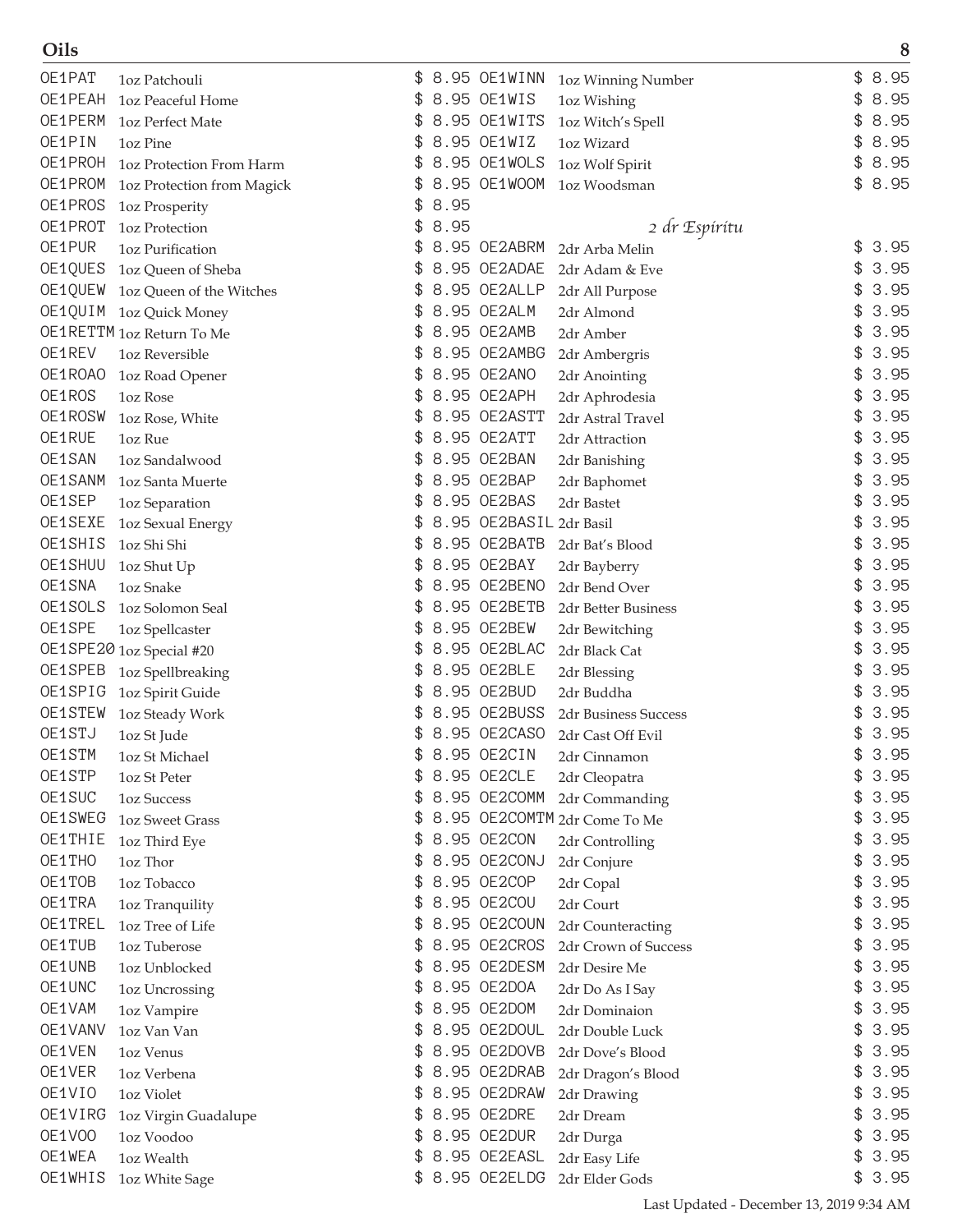## Oils

| Code | Description | Price |
|---|---|---|
| OE1PAT | 1oz Patchouli | $ 8.95 |
| OE1PEAH | 1oz Peaceful Home | $ 8.95 |
| OE1PERM | 1oz Perfect Mate | $ 8.95 |
| OE1PIN | 1oz Pine | $ 8.95 |
| OE1PROH | 1oz Protection From Harm | $ 8.95 |
| OE1PROM | 1oz Protection from Magick | $ 8.95 |
| OE1PROS | 1oz Prosperity | $ 8.95 |
| OE1PROT | 1oz Protection | $ 8.95 |
| OE1PUR | 1oz Purification | $ 8.95 |
| OE1QUES | 1oz Queen of Sheba | $ 8.95 |
| OE1QUEW | 1oz Queen of the Witches | $ 8.95 |
| OE1QUIM | 1oz Quick Money | $ 8.95 |
| OE1RETTM | 1oz Return To Me | $ 8.95 |
| OE1REV | 1oz Reversible | $ 8.95 |
| OE1ROAO | 1oz Road Opener | $ 8.95 |
| OE1ROS | 1oz Rose | $ 8.95 |
| OE1ROSW | 1oz Rose, White | $ 8.95 |
| OE1RUE | 1oz Rue | $ 8.95 |
| OE1SAN | 1oz Sandalwood | $ 8.95 |
| OE1SANM | 1oz Santa Muerte | $ 8.95 |
| OE1SEP | 1oz Separation | $ 8.95 |
| OE1SEXE | 1oz Sexual Energy | $ 8.95 |
| OE1SHIS | 1oz Shi Shi | $ 8.95 |
| OE1SHUU | 1oz Shut Up | $ 8.95 |
| OE1SNA | 1oz Snake | $ 8.95 |
| OE1SOLS | 1oz Solomon Seal | $ 8.95 |
| OE1SPE | 1oz Spellcaster | $ 8.95 |
| OE1SPE20 | 1oz Special #20 | $ 8.95 |
| OE1SPEB | 1oz Spellbreaking | $ 8.95 |
| OE1SPIG | 1oz Spirit Guide | $ 8.95 |
| OE1STEW | 1oz Steady Work | $ 8.95 |
| OE1STJ | 1oz St Jude | $ 8.95 |
| OE1STM | 1oz St Michael | $ 8.95 |
| OE1STP | 1oz St Peter | $ 8.95 |
| OE1SUC | 1oz Success | $ 8.95 |
| OE1SWEG | 1oz Sweet Grass | $ 8.95 |
| OE1THIE | 1oz Third Eye | $ 8.95 |
| OE1THO | 1oz Thor | $ 8.95 |
| OE1TOB | 1oz Tobacco | $ 8.95 |
| OE1TRA | 1oz Tranquility | $ 8.95 |
| OE1TREL | 1oz Tree of Life | $ 8.95 |
| OE1TUB | 1oz Tuberose | $ 8.95 |
| OE1UNB | 1oz Unblocked | $ 8.95 |
| OE1UNC | 1oz Uncrossing | $ 8.95 |
| OE1VAM | 1oz Vampire | $ 8.95 |
| OE1VANV | 1oz Van Van | $ 8.95 |
| OE1VEN | 1oz Venus | $ 8.95 |
| OE1VER | 1oz Verbena | $ 8.95 |
| OE1VIO | 1oz Violet | $ 8.95 |
| OE1VIRG | 1oz Virgin Guadalupe | $ 8.95 |
| OE1VOO | 1oz Voodoo | $ 8.95 |
| OE1WEA | 1oz Wealth | $ 8.95 |
| OE1WHIS | 1oz White Sage | $ 8.95 |
| OE1WINN | 1oz Winning Number | $ 8.95 |
| OE1WIS | 1oz Wishing | $ 8.95 |
| OE1WITS | 1oz Witch's Spell | $ 8.95 |
| OE1WIZ | 1oz Wizard | $ 8.95 |
| OE1WOLS | 1oz Wolf Spirit | $ 8.95 |
| OE1WOOM | 1oz Woodsman | $ 8.95 |

### *2 dr Espiritu*

| Code | Description | Price |
|---|---|---|
| OE2ABRM | 2dr Arba Melin | $ 3.95 |
| OE2ADAE | 2dr Adam & Eve | $ 3.95 |
| OE2ALLP | 2dr All Purpose | $ 3.95 |
| OE2ALM | 2dr Almond | $ 3.95 |
| OE2AMB | 2dr Amber | $ 3.95 |
| OE2AMBG | 2dr Ambergris | $ 3.95 |
| OE2ANO | 2dr Anointing | $ 3.95 |
| OE2APH | 2dr Aphrodesia | $ 3.95 |
| OE2ASTT | 2dr Astral Travel | $ 3.95 |
| OE2ATT | 2dr Attraction | $ 3.95 |
| OE2BAN | 2dr Banishing | $ 3.95 |
| OE2BAP | 2dr Baphomet | $ 3.95 |
| OE2BAS | 2dr Bastet | $ 3.95 |
| OE2BASIL | 2dr Basil | $ 3.95 |
| OE2BATB | 2dr Bat's Blood | $ 3.95 |
| OE2BAY | 2dr Bayberry | $ 3.95 |
| OE2BENO | 2dr Bend Over | $ 3.95 |
| OE2BETB | 2dr Better Business | $ 3.95 |
| OE2BEW | 2dr Bewitching | $ 3.95 |
| OE2BLAC | 2dr Black Cat | $ 3.95 |
| OE2BLE | 2dr Blessing | $ 3.95 |
| OE2BUD | 2dr Buddha | $ 3.95 |
| OE2BUSS | 2dr Business Success | $ 3.95 |
| OE2CASO | 2dr Cast Off Evil | $ 3.95 |
| OE2CIN | 2dr Cinnamon | $ 3.95 |
| OE2CLE | 2dr Cleopatra | $ 3.95 |
| OE2COMM | 2dr Commanding | $ 3.95 |
| OE2COMTM | 2dr Come To Me | $ 3.95 |
| OE2CON | 2dr Controlling | $ 3.95 |
| OE2CONJ | 2dr Conjure | $ 3.95 |
| OE2COP | 2dr Copal | $ 3.95 |
| OE2COU | 2dr Court | $ 3.95 |
| OE2COUN | 2dr Counteracting | $ 3.95 |
| OE2CROS | 2dr Crown of Success | $ 3.95 |
| OE2DESM | 2dr Desire Me | $ 3.95 |
| OE2DOA | 2dr Do As I Say | $ 3.95 |
| OE2DOM | 2dr Dominaion | $ 3.95 |
| OE2DOUL | 2dr Double Luck | $ 3.95 |
| OE2DOVB | 2dr Dove's Blood | $ 3.95 |
| OE2DRAB | 2dr Dragon's Blood | $ 3.95 |
| OE2DRAW | 2dr Drawing | $ 3.95 |
| OE2DRE | 2dr Dream | $ 3.95 |
| OE2DUR | 2dr Durga | $ 3.95 |
| OE2EASL | 2dr Easy Life | $ 3.95 |
| OE2ELDG | 2dr Elder Gods | $ 3.95 |

Last Updated - December 13, 2019 9:34 AM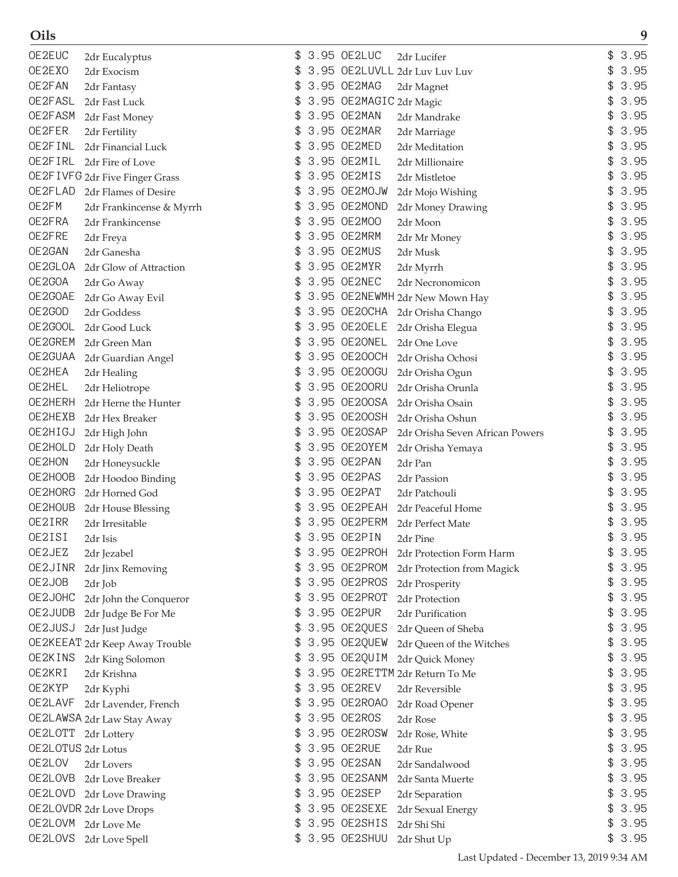## Oils

| Code | Description | Price |
|---|---|---|
| OE2EUC | 2dr Eucalyptus | $ 3.95 |
| OE2EXO | 2dr Exocism | $ 3.95 |
| OE2FAN | 2dr Fantasy | $ 3.95 |
| OE2FASL | 2dr Fast Luck | $ 3.95 |
| OE2FASM | 2dr Fast Money | $ 3.95 |
| OE2FER | 2dr Fertility | $ 3.95 |
| OE2FINL | 2dr Financial Luck | $ 3.95 |
| OE2FIRL | 2dr Fire of Love | $ 3.95 |
| OE2FIVFG | 2dr Five Finger Grass | $ 3.95 |
| OE2FLAD | 2dr Flames of Desire | $ 3.95 |
| OE2FM | 2dr Frankincense & Myrrh | $ 3.95 |
| OE2FRA | 2dr Frankincense | $ 3.95 |
| OE2FRE | 2dr Freya | $ 3.95 |
| OE2GAN | 2dr Ganesha | $ 3.95 |
| OE2GLOA | 2dr Glow of Attraction | $ 3.95 |
| OE2GOA | 2dr Go Away | $ 3.95 |
| OE2GOAE | 2dr Go Away Evil | $ 3.95 |
| OE2GOD | 2dr Goddess | $ 3.95 |
| OE2GOOL | 2dr Good Luck | $ 3.95 |
| OE2GREM | 2dr Green Man | $ 3.95 |
| OE2GUAA | 2dr Guardian Angel | $ 3.95 |
| OE2HEA | 2dr Healing | $ 3.95 |
| OE2HEL | 2dr Heliotrope | $ 3.95 |
| OE2HERH | 2dr Herne the Hunter | $ 3.95 |
| OE2HEXB | 2dr Hex Breaker | $ 3.95 |
| OE2HIGJ | 2dr High John | $ 3.95 |
| OE2HOLD | 2dr Holy Death | $ 3.95 |
| OE2HON | 2dr Honeysuckle | $ 3.95 |
| OE2HOOB | 2dr Hoodoo Binding | $ 3.95 |
| OE2HORG | 2dr Horned God | $ 3.95 |
| OE2HOUB | 2dr House Blessing | $ 3.95 |
| OE2IRR | 2dr Irresitable | $ 3.95 |
| OE2ISI | 2dr Isis | $ 3.95 |
| OE2JEZ | 2dr Jezabel | $ 3.95 |
| OE2JINR | 2dr Jinx Removing | $ 3.95 |
| OE2JOB | 2dr Job | $ 3.95 |
| OE2JOHC | 2dr John the Conqueror | $ 3.95 |
| OE2JUDB | 2dr Judge Be For Me | $ 3.95 |
| OE2JUSJ | 2dr Just Judge | $ 3.95 |
| OE2KEEAT | 2dr Keep Away Trouble | $ 3.95 |
| OE2KINS | 2dr King Solomon | $ 3.95 |
| OE2KRI | 2dr Krishna | $ 3.95 |
| OE2KYP | 2dr Kyphi | $ 3.95 |
| OE2LAVF | 2dr Lavender, French | $ 3.95 |
| OE2LAWSA | 2dr Law Stay Away | $ 3.95 |
| OE2LOTT | 2dr Lottery | $ 3.95 |
| OE2LOTUS | 2dr Lotus | $ 3.95 |
| OE2LOV | 2dr Lovers | $ 3.95 |
| OE2LOVB | 2dr Love Breaker | $ 3.95 |
| OE2LOVD | 2dr Love Drawing | $ 3.95 |
| OE2LOVDR | 2dr Love Drops | $ 3.95 |
| OE2LOVM | 2dr Love Me | $ 3.95 |
| OE2LOVS | 2dr Love Spell | $ 3.95 |
| OE2LUC | 2dr Lucifer | $ 3.95 |
| OE2LUVLL | 2dr Luv Luv Luv | $ 3.95 |
| OE2MAG | 2dr Magnet | $ 3.95 |
| OE2MAGIC | 2dr Magic | $ 3.95 |
| OE2MAN | 2dr Mandrake | $ 3.95 |
| OE2MAR | 2dr Marriage | $ 3.95 |
| OE2MED | 2dr Meditation | $ 3.95 |
| OE2MIL | 2dr Millionaire | $ 3.95 |
| OE2MIS | 2dr Mistletoe | $ 3.95 |
| OE2MOJW | 2dr Mojo Wishing | $ 3.95 |
| OE2MOND | 2dr Money Drawing | $ 3.95 |
| OE2MOO | 2dr Moon | $ 3.95 |
| OE2MRM | 2dr Mr Money | $ 3.95 |
| OE2MUS | 2dr Musk | $ 3.95 |
| OE2MYR | 2dr Myrrh | $ 3.95 |
| OE2NEC | 2dr Necronomicon | $ 3.95 |
| OE2NEWMH | 2dr New Mown Hay | $ 3.95 |
| OE2OCHA | 2dr Orisha Chango | $ 3.95 |
| OE2OELE | 2dr Orisha Elegua | $ 3.95 |
| OE2ONEL | 2dr One Love | $ 3.95 |
| OE2OOCH | 2dr Orisha Ochosi | $ 3.95 |
| OE2OOGU | 2dr Orisha Ogun | $ 3.95 |
| OE2OORU | 2dr Orisha Orunla | $ 3.95 |
| OE2OOSA | 2dr Orisha Osain | $ 3.95 |
| OE2OOSH | 2dr Orisha Oshun | $ 3.95 |
| OE2OSAP | 2dr Orisha Seven African Powers | $ 3.95 |
| OE2OYEM | 2dr Orisha Yemaya | $ 3.95 |
| OE2PAN | 2dr Pan | $ 3.95 |
| OE2PAS | 2dr Passion | $ 3.95 |
| OE2PAT | 2dr Patchouli | $ 3.95 |
| OE2PEAH | 2dr Peaceful Home | $ 3.95 |
| OE2PERM | 2dr Perfect Mate | $ 3.95 |
| OE2PIN | 2dr Pine | $ 3.95 |
| OE2PROH | 2dr Protection Form Harm | $ 3.95 |
| OE2PROM | 2dr Protection from Magick | $ 3.95 |
| OE2PROS | 2dr Prosperity | $ 3.95 |
| OE2PROT | 2dr Protection | $ 3.95 |
| OE2PUR | 2dr Purification | $ 3.95 |
| OE2QUES | 2dr Queen of Sheba | $ 3.95 |
| OE2QUEW | 2dr Queen of the Witches | $ 3.95 |
| OE2QUIM | 2dr Quick Money | $ 3.95 |
| OE2RETTM | 2dr Return To Me | $ 3.95 |
| OE2REV | 2dr Reversible | $ 3.95 |
| OE2ROAO | 2dr Road Opener | $ 3.95 |
| OE2ROS | 2dr Rose | $ 3.95 |
| OE2ROSW | 2dr Rose, White | $ 3.95 |
| OE2RUE | 2dr Rue | $ 3.95 |
| OE2SAN | 2dr Sandalwood | $ 3.95 |
| OE2SANM | 2dr Santa Muerte | $ 3.95 |
| OE2SEP | 2dr Separation | $ 3.95 |
| OE2SEXE | 2dr Sexual Energy | $ 3.95 |
| OE2SHIS | 2dr Shi Shi | $ 3.95 |
| OE2SHUU | 2dr Shut Up | $ 3.95 |

Last Updated - December 13, 2019 9:34 AM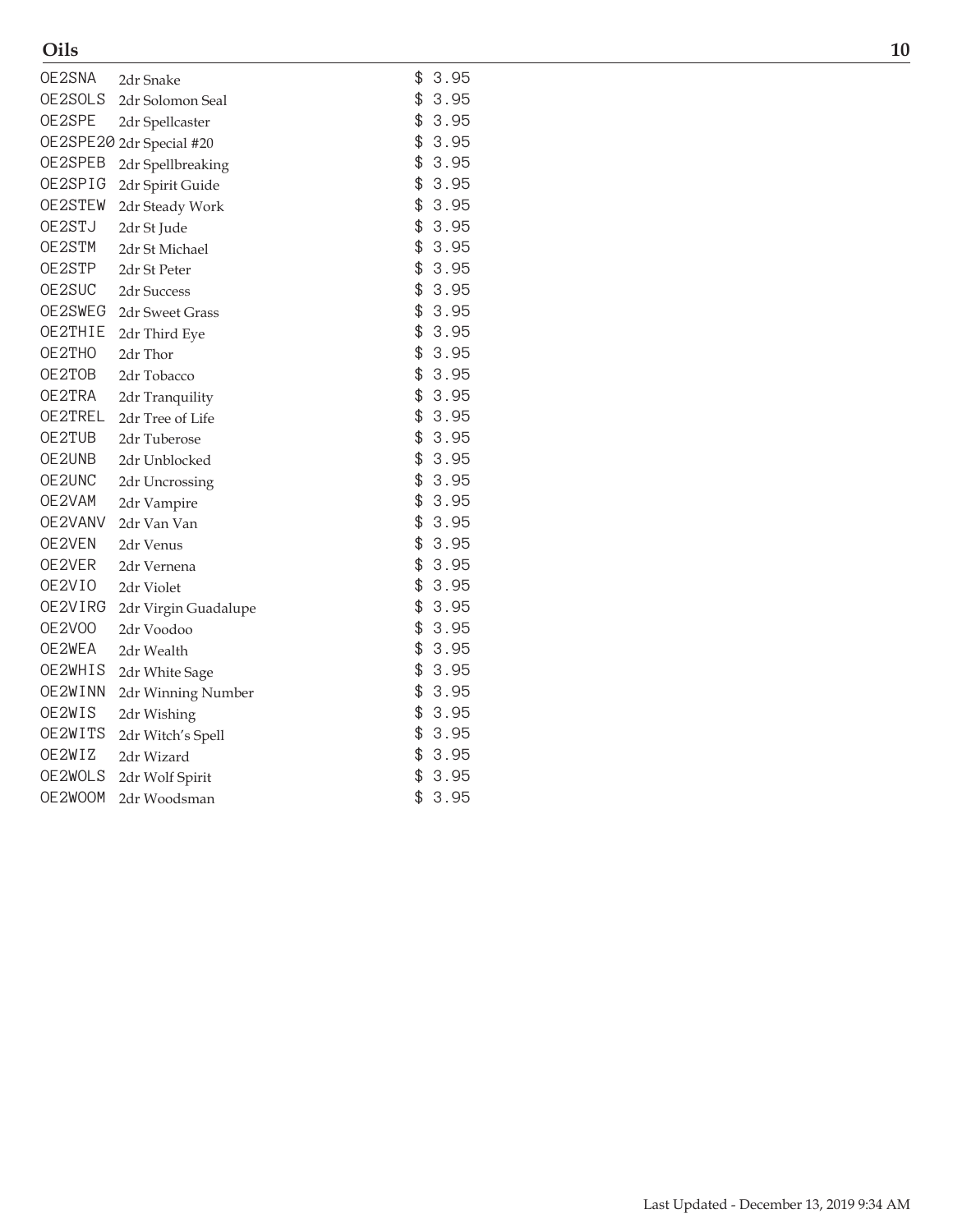| | | |
|---|---|---|
| OE2SNA | 2dr Snake | $ 3.95 |
| OE2SOLS | 2dr Solomon Seal | $ 3.95 |
| OE2SPE | 2dr Spellcaster | $ 3.95 |
| OE2SPE20 | 2dr Special #20 | $ 3.95 |
| OE2SPEB | 2dr Spellbreaking | $ 3.95 |
| OE2SPIG | 2dr Spirit Guide | $ 3.95 |
| OE2STEW | 2dr Steady Work | $ 3.95 |
| OE2STJ | 2dr St Jude | $ 3.95 |
| OE2STM | 2dr St Michael | $ 3.95 |
| OE2STP | 2dr St Peter | $ 3.95 |
| OE2SUC | 2dr Success | $ 3.95 |
| OE2SWEG | 2dr Sweet Grass | $ 3.95 |
| OE2THIE | 2dr Third Eye | $ 3.95 |
| OE2THO | 2dr Thor | $ 3.95 |
| OE2TOB | 2dr Tobacco | $ 3.95 |
| OE2TRA | 2dr Tranquility | $ 3.95 |
| OE2TREL | 2dr Tree of Life | $ 3.95 |
| OE2TUB | 2dr Tuberose | $ 3.95 |
| OE2UNB | 2dr Unblocked | $ 3.95 |
| OE2UNC | 2dr Uncrossing | $ 3.95 |
| OE2VAM | 2dr Vampire | $ 3.95 |
| OE2VANV | 2dr Van Van | $ 3.95 |
| OE2VEN | 2dr Venus | $ 3.95 |
| OE2VER | 2dr Vernena | $ 3.95 |
| OE2VIO | 2dr Violet | $ 3.95 |
| OE2VIRG | 2dr Virgin Guadalupe | $ 3.95 |
| OE2VOO | 2dr Voodoo | $ 3.95 |
| OE2WEA | 2dr Wealth | $ 3.95 |
| OE2WHIS | 2dr White Sage | $ 3.95 |
| OE2WINN | 2dr Winning Number | $ 3.95 |
| OE2WIS | 2dr Wishing | $ 3.95 |
| OE2WITS | 2dr Witch's Spell | $ 3.95 |
| OE2WIZ | 2dr Wizard | $ 3.95 |
| OE2WOLS | 2dr Wolf Spirit | $ 3.95 |
| OE2WOOM | 2dr Woodsman | $ 3.95 |

Last Updated - December 13, 2019 9:34 AM